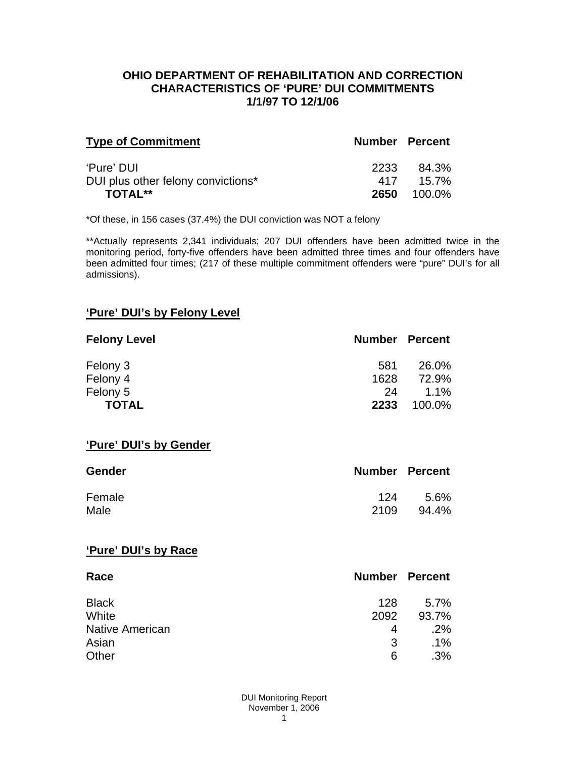**OHIO DEPARTMENT OF REHABILITATION AND CORRECTION**
**CHARACTERISTICS OF 'PURE' DUI COMMITMENTS**
**1/1/97 TO 12/1/06**

| Type of Commitment | Number | Percent |
|---|---|---|
| 'Pure' DUI | 2233 | 84.3% |
| DUI plus other felony convictions* | 417 | 15.7% |
| **TOTAL**** | **2650** | 100.0% |

*Of these, in 156 cases (37.4%) the DUI conviction was NOT a felony

**Actually represents 2,341 individuals; 207 DUI offenders have been admitted twice in the monitoring period, forty-five offenders have been admitted three times and four offenders have been admitted four times; (217 of these multiple commitment offenders were "pure" DUI's for all admissions).

## 'Pure' DUI's by Felony Level

| Felony Level | Number | Percent |
|---|---|---|
| Felony 3 | 581 | 26.0% |
| Felony 4 | 1628 | 72.9% |
| Felony 5 | 24 | 1.1% |
| **TOTAL** | **2233** | 100.0% |

## 'Pure' DUI's by Gender

| Gender | Number | Percent |
|---|---|---|
| Female | 124 | 5.6% |
| Male | 2109 | 94.4% |

## 'Pure' DUI's by Race

| Race | Number | Percent |
|---|---|---|
| Black | 128 | 5.7% |
| White | 2092 | 93.7% |
| Native American | 4 | .2% |
| Asian | 3 | .1% |
| Other | 6 | .3% |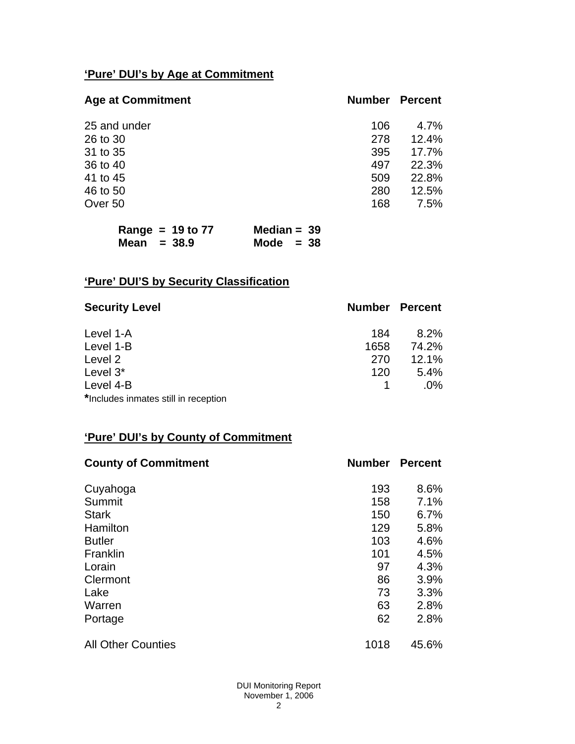## 'Pure' DUI's by Age at Commitment

| Age at Commitment | Number | Percent |
|---|---|---|
| 25 and under | 106 | 4.7% |
| 26 to 30 | 278 | 12.4% |
| 31 to 35 | 395 | 17.7% |
| 36 to 40 | 497 | 22.3% |
| 41 to 45 | 509 | 22.8% |
| 46 to 50 | 280 | 12.5% |
| Over 50 | 168 | 7.5% |

**Range = 19 to 77** **Median = 39**
**Mean = 38.9** **Mode = 38**

## 'Pure' DUI'S by Security Classification

| Security Level | Number | Percent |
|---|---|---|
| Level 1-A | 184 | 8.2% |
| Level 1-B | 1658 | 74.2% |
| Level 2 | 270 | 12.1% |
| Level 3* | 120 | 5.4% |
| Level 4-B | 1 | .0% |

*Includes inmates still in reception

## 'Pure' DUI's by County of Commitment

| County of Commitment | Number | Percent |
|---|---|---|
| Cuyahoga | 193 | 8.6% |
| Summit | 158 | 7.1% |
| Stark | 150 | 6.7% |
| Hamilton | 129 | 5.8% |
| Butler | 103 | 4.6% |
| Franklin | 101 | 4.5% |
| Lorain | 97 | 4.3% |
| Clermont | 86 | 3.9% |
| Lake | 73 | 3.3% |
| Warren | 63 | 2.8% |
| Portage | 62 | 2.8% |
| All Other Counties | 1018 | 45.6% |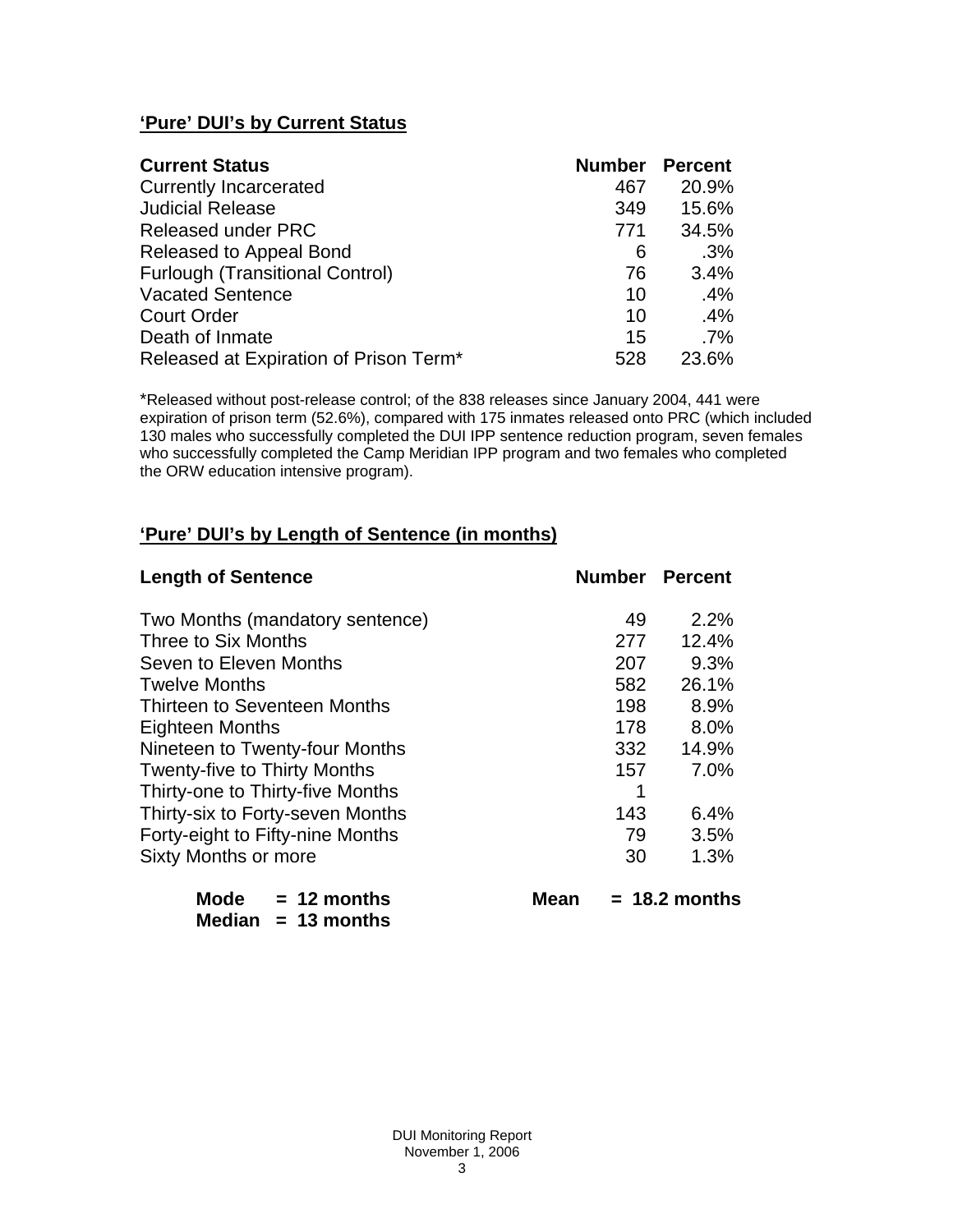## 'Pure' DUI's by Current Status

| Current Status | Number | Percent |
|---|---|---|
| Currently Incarcerated | 467 | 20.9% |
| Judicial Release | 349 | 15.6% |
| Released under PRC | 771 | 34.5% |
| Released to Appeal Bond | 6 | .3% |
| Furlough (Transitional Control) | 76 | 3.4% |
| Vacated Sentence | 10 | .4% |
| Court Order | 10 | .4% |
| Death of Inmate | 15 | .7% |
| Released at Expiration of Prison Term* | 528 | 23.6% |

*Released without post-release control; of the 838 releases since January 2004, 441 were expiration of prison term (52.6%), compared with 175 inmates released onto PRC (which included 130 males who successfully completed the DUI IPP sentence reduction program, seven females who successfully completed the Camp Meridian IPP program and two females who completed the ORW education intensive program).

## 'Pure' DUI's by Length of Sentence (in months)

| Length of Sentence | Number | Percent |
|---|---|---|
| Two Months (mandatory sentence) | 49 | 2.2% |
| Three to Six Months | 277 | 12.4% |
| Seven to Eleven Months | 207 | 9.3% |
| Twelve Months | 582 | 26.1% |
| Thirteen to Seventeen Months | 198 | 8.9% |
| Eighteen Months | 178 | 8.0% |
| Nineteen to Twenty-four Months | 332 | 14.9% |
| Twenty-five to Thirty Months | 157 | 7.0% |
| Thirty-one to Thirty-five Months | 1 | |
| Thirty-six to Forty-seven Months | 143 | 6.4% |
| Forty-eight to Fifty-nine Months | 79 | 3.5% |
| Sixty Months or more | 30 | 1.3% |

**Mode = 12 months** **Mean = 18.2 months**
**Median = 13 months**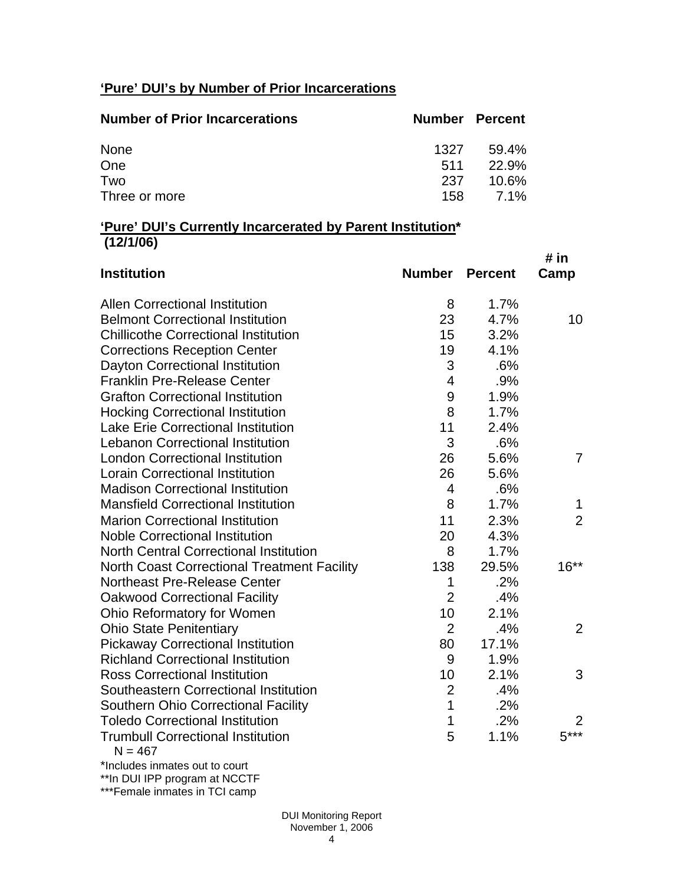## 'Pure' DUI's by Number of Prior Incarcerations

| Number of Prior Incarcerations | Number | Percent |
|---|---|---|
| None | 1327 | 59.4% |
| One | 511 | 22.9% |
| Two | 237 | 10.6% |
| Three or more | 158 | 7.1% |

## 'Pure' DUI's Currently Incarcerated by Parent Institution* (12/1/06)

| Institution | Number | Percent | # in Camp |
|---|---|---|---|
| Allen Correctional Institution | 8 | 1.7% | |
| Belmont Correctional Institution | 23 | 4.7% | 10 |
| Chillicothe Correctional Institution | 15 | 3.2% | |
| Corrections Reception Center | 19 | 4.1% | |
| Dayton Correctional Institution | 3 | .6% | |
| Franklin Pre-Release Center | 4 | .9% | |
| Grafton Correctional Institution | 9 | 1.9% | |
| Hocking Correctional Institution | 8 | 1.7% | |
| Lake Erie Correctional Institution | 11 | 2.4% | |
| Lebanon Correctional Institution | 3 | .6% | |
| London Correctional Institution | 26 | 5.6% | 7 |
| Lorain Correctional Institution | 26 | 5.6% | |
| Madison Correctional Institution | 4 | .6% | |
| Mansfield Correctional Institution | 8 | 1.7% | 1 |
| Marion Correctional Institution | 11 | 2.3% | 2 |
| Noble Correctional Institution | 20 | 4.3% | |
| North Central Correctional Institution | 8 | 1.7% | |
| North Coast Correctional Treatment Facility | 138 | 29.5% | 16** |
| Northeast Pre-Release Center | 1 | .2% | |
| Oakwood Correctional Facility | 2 | .4% | |
| Ohio Reformatory for Women | 10 | 2.1% | |
| Ohio State Penitentiary | 2 | .4% | 2 |
| Pickaway Correctional Institution | 80 | 17.1% | |
| Richland Correctional Institution | 9 | 1.9% | |
| Ross Correctional Institution | 10 | 2.1% | 3 |
| Southeastern Correctional Institution | 2 | .4% | |
| Southern Ohio Correctional Facility | 1 | .2% | |
| Toledo Correctional Institution | 1 | .2% | 2 |
| Trumbull Correctional Institution | 5 | 1.1% | 5*** |

N = 467

*Includes inmates out to court

**In DUI IPP program at NCCTF

***Female inmates in TCI camp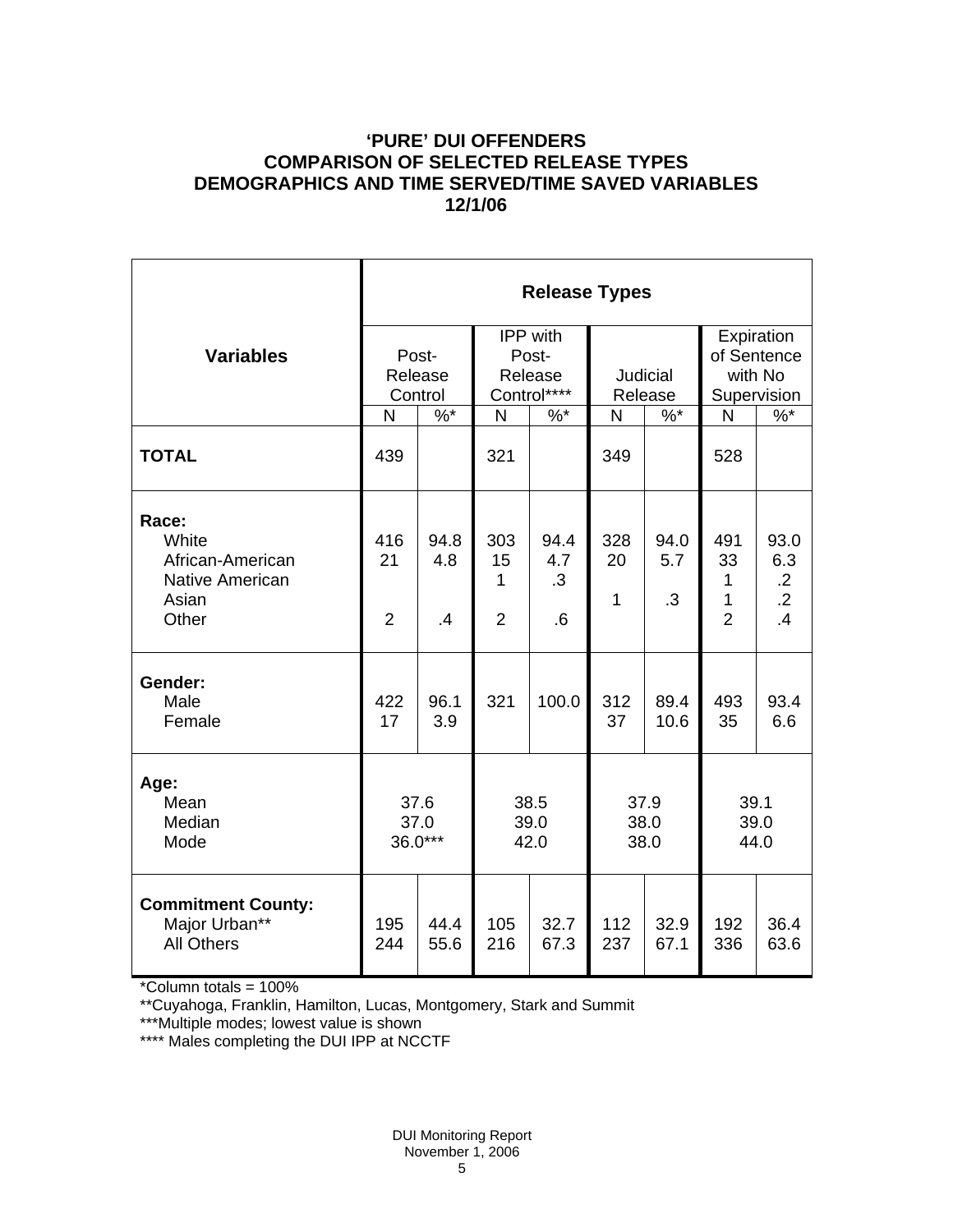# 'PURE' DUI OFFENDERS
## COMPARISON OF SELECTED RELEASE TYPES
## DEMOGRAPHICS AND TIME SERVED/TIME SAVED VARIABLES
## 12/1/06

| Variables | Release Types | | | | | | | |
|---|---|---|---|---|---|---|---|---|
| | Post-Release Control | | IPP with Post-Release Control**** | | Judicial Release | | Expiration of Sentence with No Supervision | |
| | N | %* | N | %* | N | %* | N | %* |
| **TOTAL** | 439 | | 321 | | 349 | | 528 | |
| **Race:** | | | | | | | | |
| White | 416 | 94.8 | 303 | 94.4 | 328 | 94.0 | 491 | 93.0 |
| African-American | 21 | 4.8 | 15 | 4.7 | 20 | 5.7 | 33 | 6.3 |
| Native American | | | 1 | .3 | | | 1 | .2 |
| Asian | | | | | 1 | .3 | 1 | .2 |
| Other | 2 | .4 | 2 | .6 | | | 2 | .4 |
| **Gender:** | | | | | | | | |
| Male | 422 | 96.1 | 321 | 100.0 | 312 | 89.4 | 493 | 93.4 |
| Female | 17 | 3.9 | | | 37 | 10.6 | 35 | 6.6 |
| **Age:** | | | | | | | | |
| Mean | 37.6 | | 38.5 | | 37.9 | | 39.1 | |
| Median | 37.0 | | 39.0 | | 38.0 | | 39.0 | |
| Mode | 36.0*** | | 42.0 | | 38.0 | | 44.0 | |
| **Commitment County:** | | | | | | | | |
| Major Urban** | 195 | 44.4 | 105 | 32.7 | 112 | 32.9 | 192 | 36.4 |
| All Others | 244 | 55.6 | 216 | 67.3 | 237 | 67.1 | 336 | 63.6 |

*Column totals = 100%

**Cuyahoga, Franklin, Hamilton, Lucas, Montgomery, Stark and Summit

***Multiple modes; lowest value is shown

**** Males completing the DUI IPP at NCCTF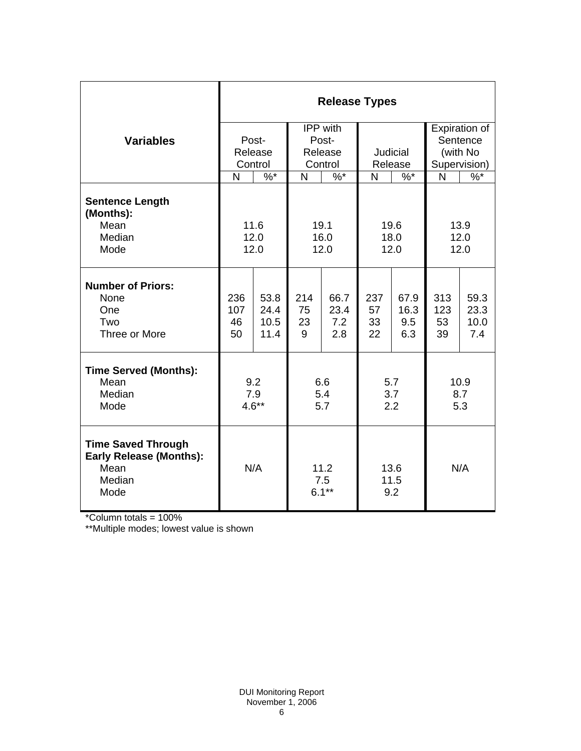| Variables | Release Types | | | | | | | |
|---|---|---|---|---|---|---|---|---|
| | Post-Release Control | | IPP with Post-Release Control | | Judicial Release | | Expiration of Sentence (with No Supervision) | |
| | N | %* | N | %* | N | %* | N | %* |
| **Sentence Length (Months):** | | | | | | | | |
| Mean | 11.6 | | 19.1 | | 19.6 | | 13.9 | |
| Median | 12.0 | | 16.0 | | 18.0 | | 12.0 | |
| Mode | 12.0 | | 12.0 | | 12.0 | | 12.0 | |
| **Number of Priors:** | | | | | | | | |
| None | 236 | 53.8 | 214 | 66.7 | 237 | 67.9 | 313 | 59.3 |
| One | 107 | 24.4 | 75 | 23.4 | 57 | 16.3 | 123 | 23.3 |
| Two | 46 | 10.5 | 23 | 7.2 | 33 | 9.5 | 53 | 10.0 |
| Three or More | 50 | 11.4 | 9 | 2.8 | 22 | 6.3 | 39 | 7.4 |
| **Time Served (Months):** | | | | | | | | |
| Mean | 9.2 | | 6.6 | | 5.7 | | 10.9 | |
| Median | 7.9 | | 5.4 | | 3.7 | | 8.7 | |
| Mode | 4.6** | | 5.7 | | 2.2 | | 5.3 | |
| **Time Saved Through Early Release (Months):** | | | | | | | | |
| Mean | N/A | | 11.2 | | 13.6 | | N/A | |
| Median | | | 7.5 | | 11.5 | | | |
| Mode | | | 6.1** | | 9.2 | | | |

*Column totals = 100%

**Multiple modes; lowest value is shown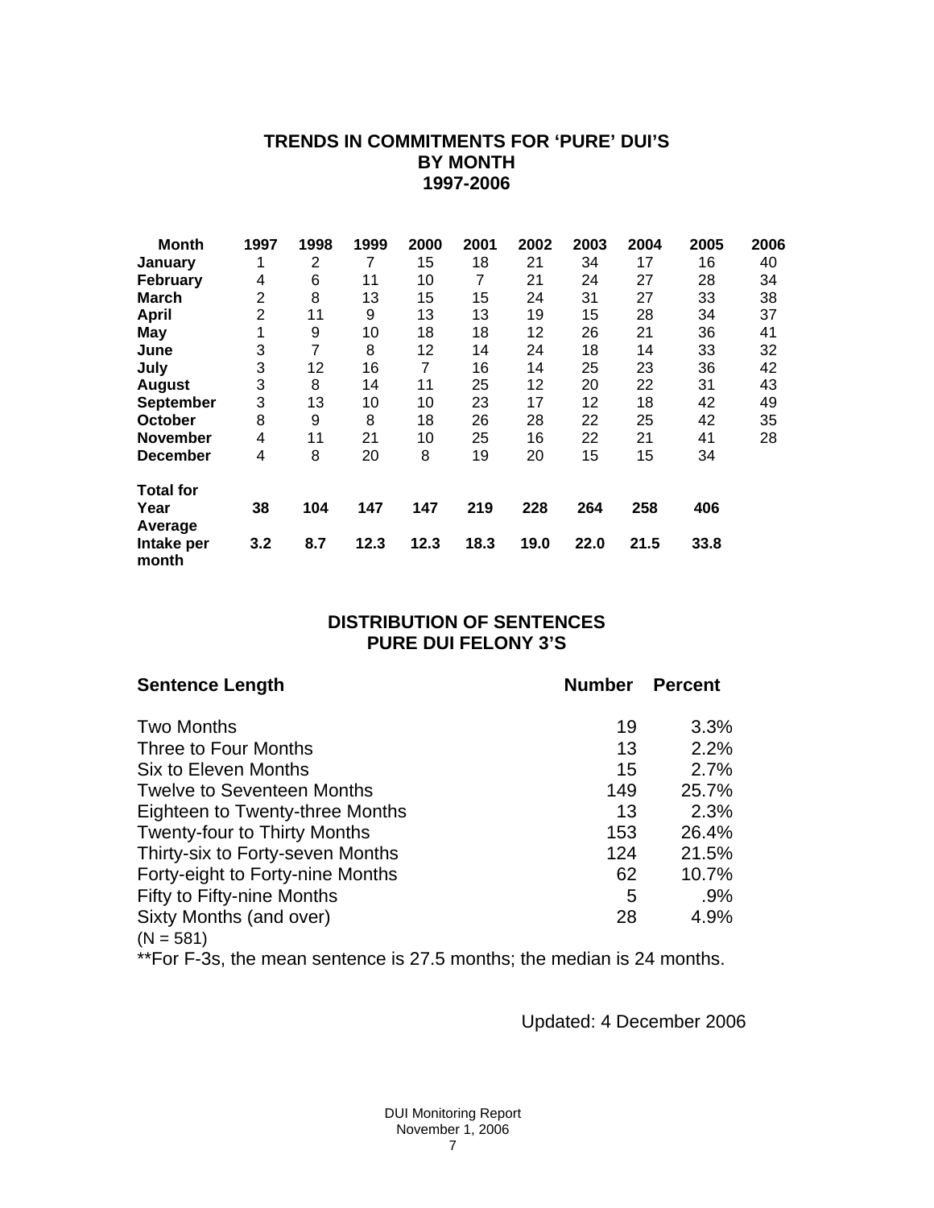## TRENDS IN COMMITMENTS FOR 'PURE' DUI'S BY MONTH 1997-2006

| Month | 1997 | 1998 | 1999 | 2000 | 2001 | 2002 | 2003 | 2004 | 2005 | 2006 |
|---|---|---|---|---|---|---|---|---|---|---|
| **January** | 1 | 2 | 7 | 15 | 18 | 21 | 34 | 17 | 16 | 40 |
| **February** | 4 | 6 | 11 | 10 | 7 | 21 | 24 | 27 | 28 | 34 |
| **March** | 2 | 8 | 13 | 15 | 15 | 24 | 31 | 27 | 33 | 38 |
| **April** | 2 | 11 | 9 | 13 | 13 | 19 | 15 | 28 | 34 | 37 |
| **May** | 1 | 9 | 10 | 18 | 18 | 12 | 26 | 21 | 36 | 41 |
| **June** | 3 | 7 | 8 | 12 | 14 | 24 | 18 | 14 | 33 | 32 |
| **July** | 3 | 12 | 16 | 7 | 16 | 14 | 25 | 23 | 36 | 42 |
| **August** | 3 | 8 | 14 | 11 | 25 | 12 | 20 | 22 | 31 | 43 |
| **September** | 3 | 13 | 10 | 10 | 23 | 17 | 12 | 18 | 42 | 49 |
| **October** | 8 | 9 | 8 | 18 | 26 | 28 | 22 | 25 | 42 | 35 |
| **November** | 4 | 11 | 21 | 10 | 25 | 16 | 22 | 21 | 41 | 28 |
| **December** | 4 | 8 | 20 | 8 | 19 | 20 | 15 | 15 | 34 | |
| **Total for Year** | **38** | **104** | **147** | **147** | **219** | **228** | **264** | **258** | **406** | |
| **Average Intake per month** | **3.2** | **8.7** | **12.3** | **12.3** | **18.3** | **19.0** | **22.0** | **21.5** | **33.8** | |

## DISTRIBUTION OF SENTENCES PURE DUI FELONY 3'S

| Sentence Length | Number | Percent |
|---|---|---|
| Two Months | 19 | 3.3% |
| Three to Four Months | 13 | 2.2% |
| Six to Eleven Months | 15 | 2.7% |
| Twelve to Seventeen Months | 149 | 25.7% |
| Eighteen to Twenty-three Months | 13 | 2.3% |
| Twenty-four to Thirty Months | 153 | 26.4% |
| Thirty-six to Forty-seven Months | 124 | 21.5% |
| Forty-eight to Forty-nine Months | 62 | 10.7% |
| Fifty to Fifty-nine Months | 5 | .9% |
| Sixty Months (and over) | 28 | 4.9% |

(N = 581)

**For F-3s, the mean sentence is 27.5 months; the median is 24 months.

Updated: 4 December 2006

DUI Monitoring Report
November 1, 2006